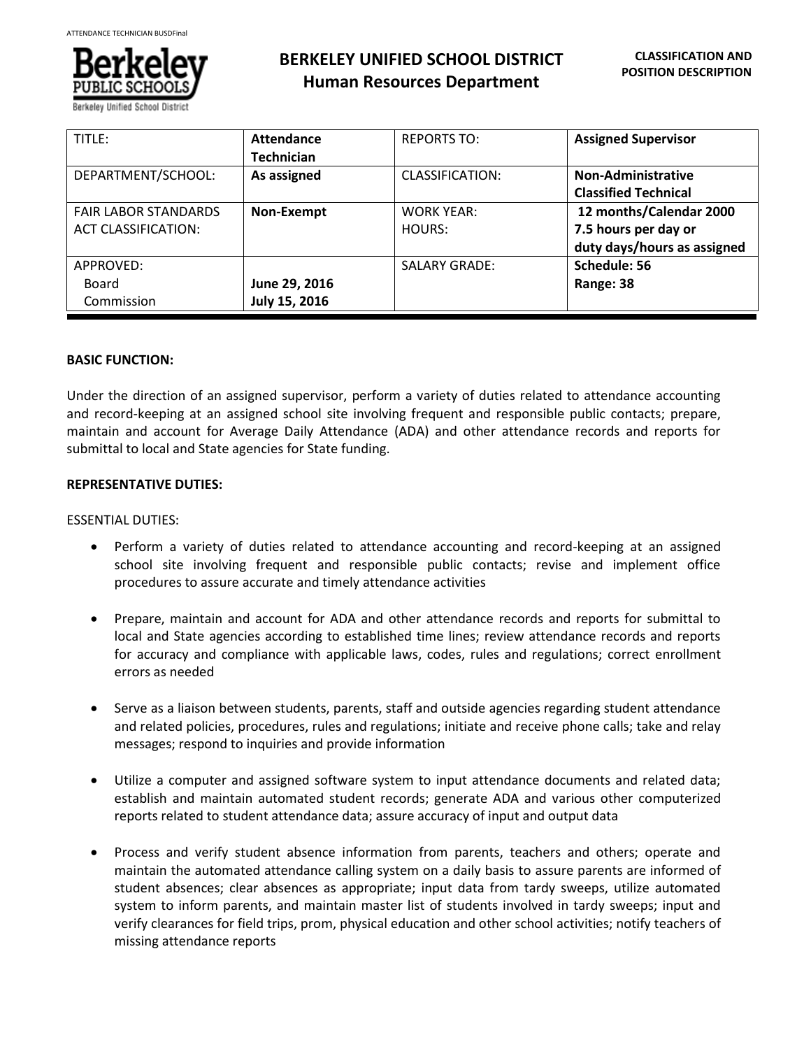# BERKELEY UNIFIED SCHOOL DISTRICT
## Human Resources Department

**CLASSIFICATION AND POSITION DESCRIPTION**

| TITLE: | **Attendance Technician** | REPORTS TO: | **Assigned Supervisor** |
|---|---|---|---|
| DEPARTMENT/SCHOOL: | **As assigned** | CLASSIFICATION: | **Non-Administrative Classified Technical** |
| FAIR LABOR STANDARDS ACT CLASSIFICATION: | **Non-Exempt** | WORK YEAR: HOURS: | **12 months/Calendar 2000 7.5 hours per day or duty days/hours as assigned** |
| APPROVED: Board Commission | **June 29, 2016 July 15, 2016** | SALARY GRADE: | **Schedule: 56 Range: 38** |

**BASIC FUNCTION:**

Under the direction of an assigned supervisor, perform a variety of duties related to attendance accounting and record-keeping at an assigned school site involving frequent and responsible public contacts; prepare, maintain and account for Average Daily Attendance (ADA) and other attendance records and reports for submittal to local and State agencies for State funding.

**REPRESENTATIVE DUTIES:**

ESSENTIAL DUTIES:

- Perform a variety of duties related to attendance accounting and record-keeping at an assigned school site involving frequent and responsible public contacts; revise and implement office procedures to assure accurate and timely attendance activities

- Prepare, maintain and account for ADA and other attendance records and reports for submittal to local and State agencies according to established time lines; review attendance records and reports for accuracy and compliance with applicable laws, codes, rules and regulations; correct enrollment errors as needed

- Serve as a liaison between students, parents, staff and outside agencies regarding student attendance and related policies, procedures, rules and regulations; initiate and receive phone calls; take and relay messages; respond to inquiries and provide information

- Utilize a computer and assigned software system to input attendance documents and related data; establish and maintain automated student records; generate ADA and various other computerized reports related to student attendance data; assure accuracy of input and output data

- Process and verify student absence information from parents, teachers and others; operate and maintain the automated attendance calling system on a daily basis to assure parents are informed of student absences; clear absences as appropriate; input data from tardy sweeps, utilize automated system to inform parents, and maintain master list of students involved in tardy sweeps; input and verify clearances for field trips, prom, physical education and other school activities; notify teachers of missing attendance reports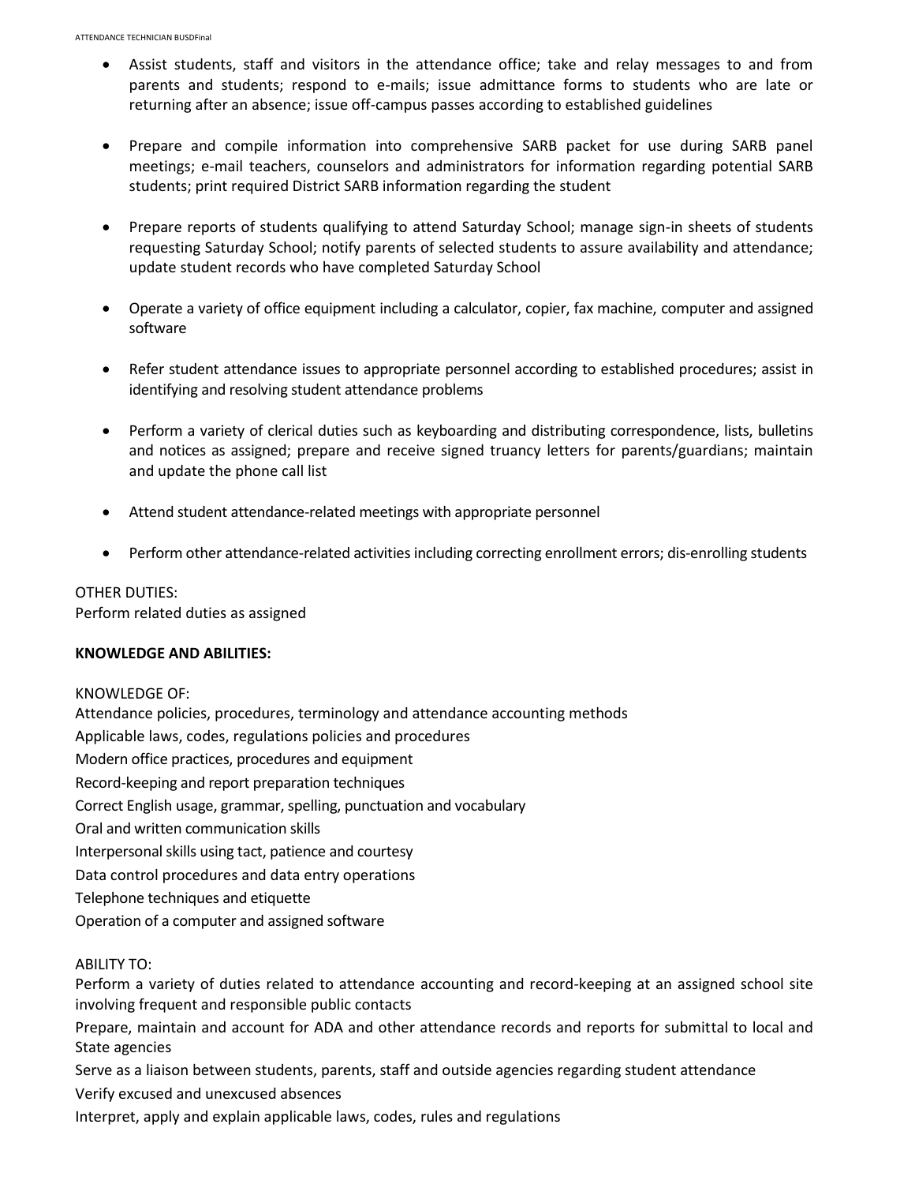- Assist students, staff and visitors in the attendance office; take and relay messages to and from parents and students; respond to e-mails; issue admittance forms to students who are late or returning after an absence; issue off-campus passes according to established guidelines

- Prepare and compile information into comprehensive SARB packet for use during SARB panel meetings; e-mail teachers, counselors and administrators for information regarding potential SARB students; print required District SARB information regarding the student

- Prepare reports of students qualifying to attend Saturday School; manage sign-in sheets of students requesting Saturday School; notify parents of selected students to assure availability and attendance; update student records who have completed Saturday School

- Operate a variety of office equipment including a calculator, copier, fax machine, computer and assigned software

- Refer student attendance issues to appropriate personnel according to established procedures; assist in identifying and resolving student attendance problems

- Perform a variety of clerical duties such as keyboarding and distributing correspondence, lists, bulletins and notices as assigned; prepare and receive signed truancy letters for parents/guardians; maintain and update the phone call list

- Attend student attendance-related meetings with appropriate personnel

- Perform other attendance-related activities including correcting enrollment errors; dis-enrolling students

OTHER DUTIES:
Perform related duties as assigned

**KNOWLEDGE AND ABILITIES:**

KNOWLEDGE OF:
Attendance policies, procedures, terminology and attendance accounting methods
Applicable laws, codes, regulations policies and procedures
Modern office practices, procedures and equipment
Record-keeping and report preparation techniques
Correct English usage, grammar, spelling, punctuation and vocabulary
Oral and written communication skills
Interpersonal skills using tact, patience and courtesy
Data control procedures and data entry operations
Telephone techniques and etiquette
Operation of a computer and assigned software

ABILITY TO:
Perform a variety of duties related to attendance accounting and record-keeping at an assigned school site involving frequent and responsible public contacts
Prepare, maintain and account for ADA and other attendance records and reports for submittal to local and State agencies
Serve as a liaison between students, parents, staff and outside agencies regarding student attendance
Verify excused and unexcused absences
Interpret, apply and explain applicable laws, codes, rules and regulations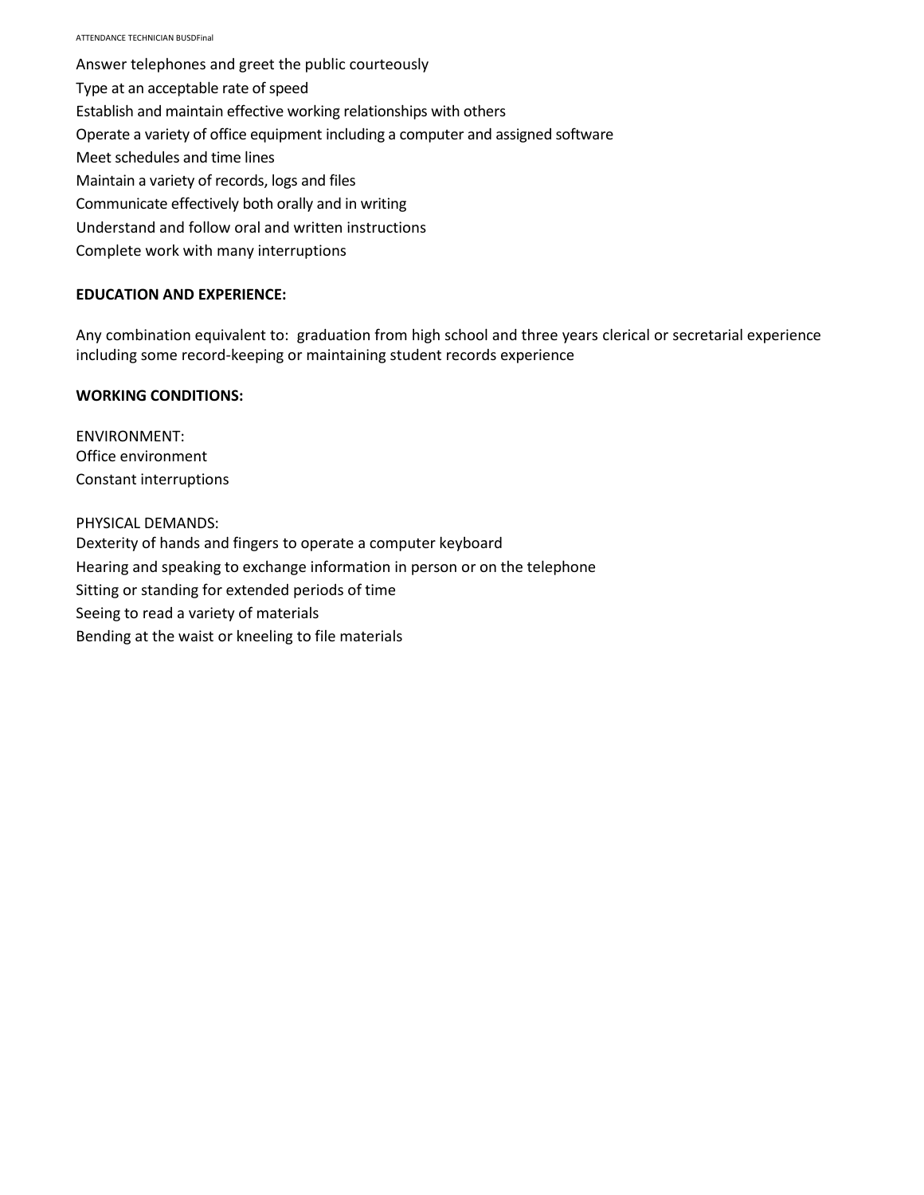Answer telephones and greet the public courteously
Type at an acceptable rate of speed
Establish and maintain effective working relationships with others
Operate a variety of office equipment including a computer and assigned software
Meet schedules and time lines
Maintain a variety of records, logs and files
Communicate effectively both orally and in writing
Understand and follow oral and written instructions
Complete work with many interruptions

**EDUCATION AND EXPERIENCE:**

Any combination equivalent to: graduation from high school and three years clerical or secretarial experience including some record-keeping or maintaining student records experience

**WORKING CONDITIONS:**

ENVIRONMENT:
Office environment
Constant interruptions

PHYSICAL DEMANDS:
Dexterity of hands and fingers to operate a computer keyboard
Hearing and speaking to exchange information in person or on the telephone
Sitting or standing for extended periods of time
Seeing to read a variety of materials
Bending at the waist or kneeling to file materials